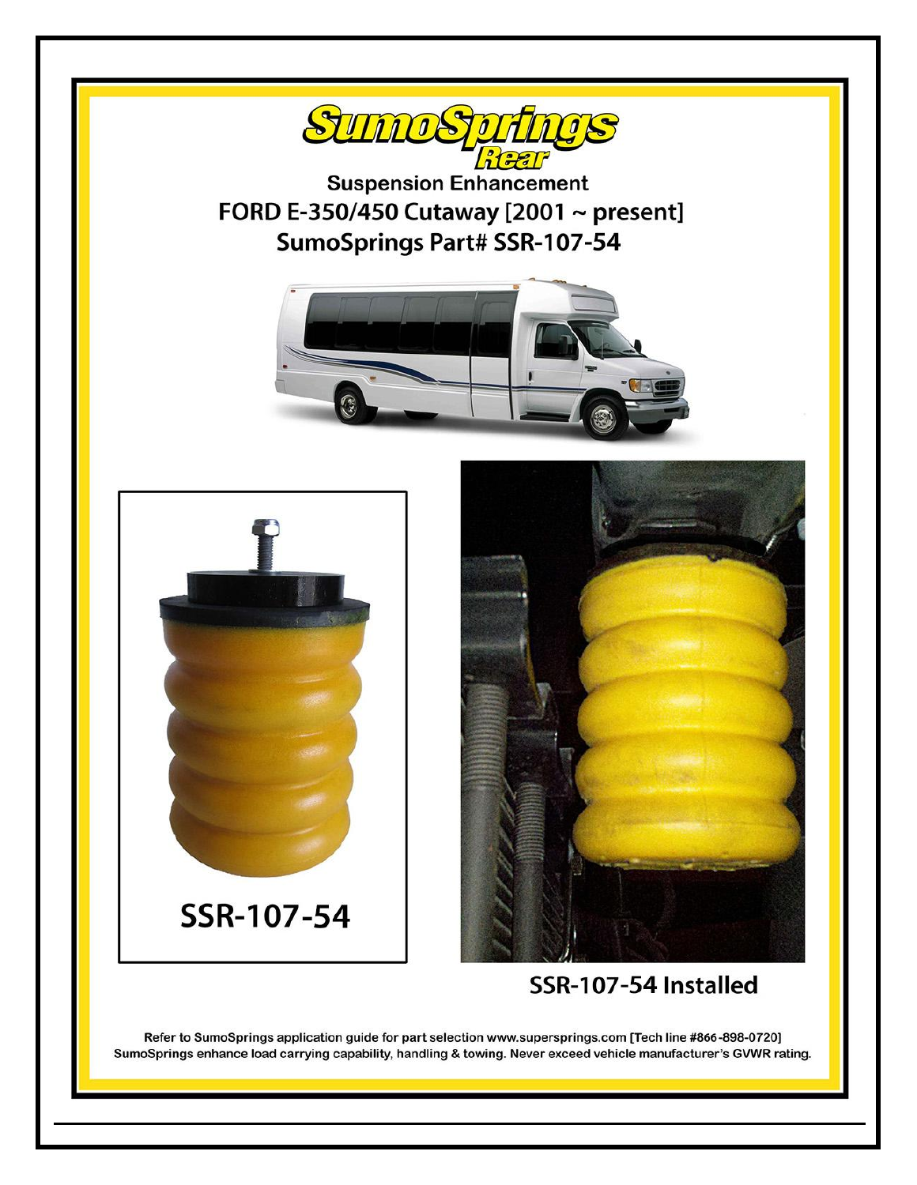# SumoSprings Rear

## Suspension Enhancement

## FORD E-350/450 Cutaway [2001 ~ present]

## SumoSprings Part# SSR-107-54

SSR-107-54

SSR-107-54 Installed

Refer to SumoSprings application guide for part selection www.supersprings.com [Tech line #866-898-0720]
SumoSprings enhance load carrying capability, handling & towing. Never exceed vehicle manufacturer's GVWR rating.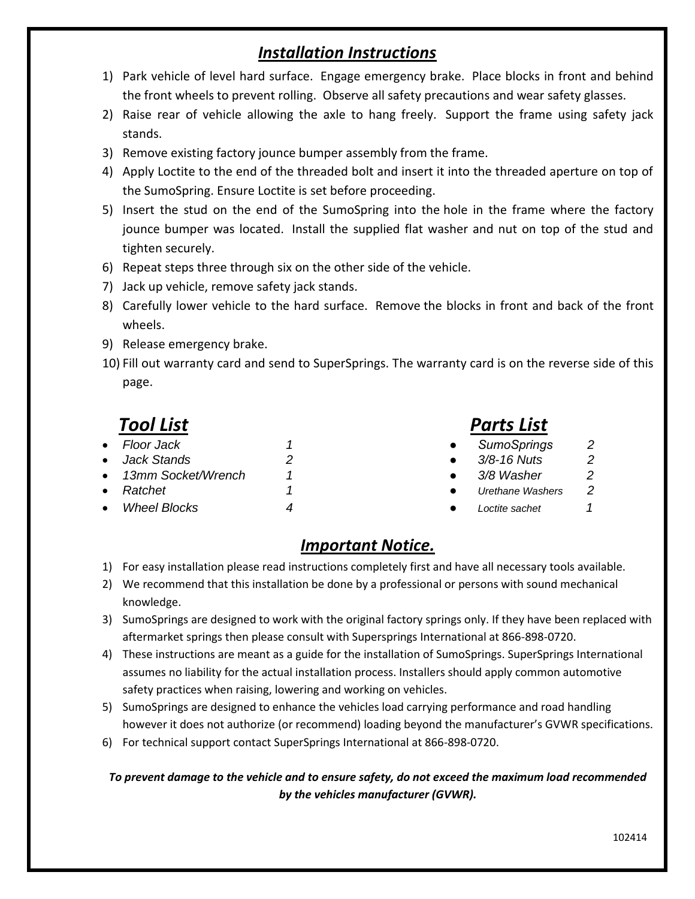## *Installation Instructions*

1) Park vehicle of level hard surface. Engage emergency brake. Place blocks in front and behind the front wheels to prevent rolling. Observe all safety precautions and wear safety glasses.
2) Raise rear of vehicle allowing the axle to hang freely. Support the frame using safety jack stands.
3) Remove existing factory jounce bumper assembly from the frame.
4) Apply Loctite to the end of the threaded bolt and insert it into the threaded aperture on top of the SumoSpring. Ensure Loctite is set before proceeding.
5) Insert the stud on the end of the SumoSpring into the hole in the frame where the factory jounce bumper was located. Install the supplied flat washer and nut on top of the stud and tighten securely.
6) Repeat steps three through six on the other side of the vehicle.
7) Jack up vehicle, remove safety jack stands.
8) Carefully lower vehicle to the hard surface. Remove the blocks in front and back of the front wheels.
9) Release emergency brake.
10) Fill out warranty card and send to SuperSprings. The warranty card is on the reverse side of this page.

## *Tool List*

- *Floor Jack* 1
- *Jack Stands* 2
- *13mm Socket/Wrench* 1
- *Ratchet* 1
- *Wheel Blocks* 4

## *Parts List*

- *SumoSprings* 2
- *3/8-16 Nuts* 2
- *3/8 Washer* 2
- *Urethane Washers* 2
- *Loctite sachet* 1

## *Important Notice.*

1) For easy installation please read instructions completely first and have all necessary tools available.
2) We recommend that this installation be done by a professional or persons with sound mechanical knowledge.
3) SumoSprings are designed to work with the original factory springs only. If they have been replaced with aftermarket springs then please consult with Supersprings International at 866-898-0720.
4) These instructions are meant as a guide for the installation of SumoSprings. SuperSprings International assumes no liability for the actual installation process. Installers should apply common automotive safety practices when raising, lowering and working on vehicles.
5) SumoSprings are designed to enhance the vehicles load carrying performance and road handling however it does not authorize (or recommend) loading beyond the manufacturer's GVWR specifications.
6) For technical support contact SuperSprings International at 866-898-0720.

***To prevent damage to the vehicle and to ensure safety, do not exceed the maximum load recommended by the vehicles manufacturer (GVWR).***

102414